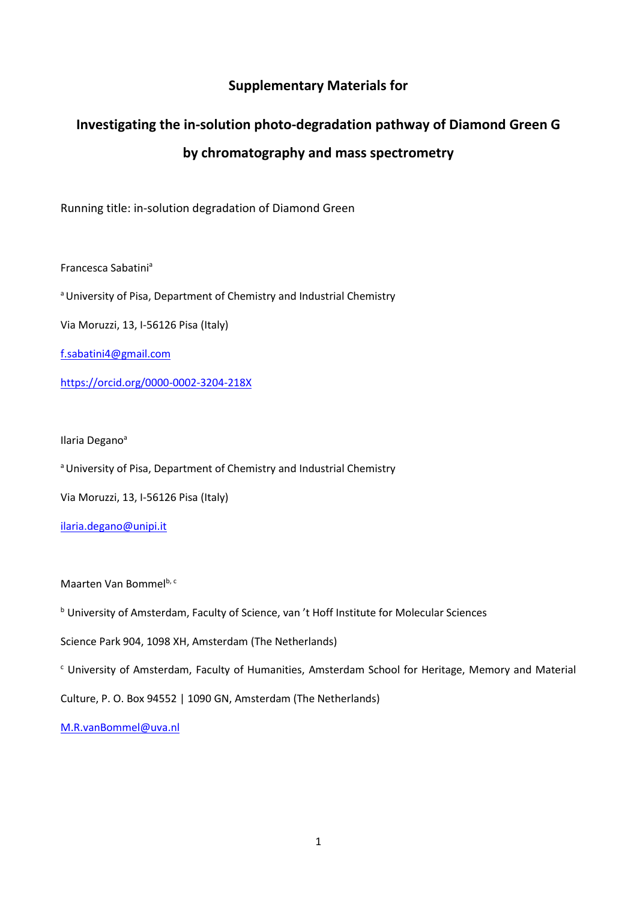**Supplementary Materials for**

# Investigating the in-solution photo-degradation pathway of Diamond Green G by chromatography and mass spectrometry

Running title: in-solution degradation of Diamond Green

Francesca Sabatini[a]

[a] University of Pisa, Department of Chemistry and Industrial Chemistry

Via Moruzzi, 13, I-56126 Pisa (Italy)

f.sabatini4@gmail.com

https://orcid.org/0000-0002-3204-218X

Ilaria Degano[a]

[a] University of Pisa, Department of Chemistry and Industrial Chemistry

Via Moruzzi, 13, I-56126 Pisa (Italy)

ilaria.degano@unipi.it

Maarten Van Bommel[b, c]

[b] University of Amsterdam, Faculty of Science, van 't Hoff Institute for Molecular Sciences

Science Park 904, 1098 XH, Amsterdam (The Netherlands)

[c] University of Amsterdam, Faculty of Humanities, Amsterdam School for Heritage, Memory and Material Culture, P. O. Box 94552 | 1090 GN, Amsterdam (The Netherlands)

M.R.vanBommel@uva.nl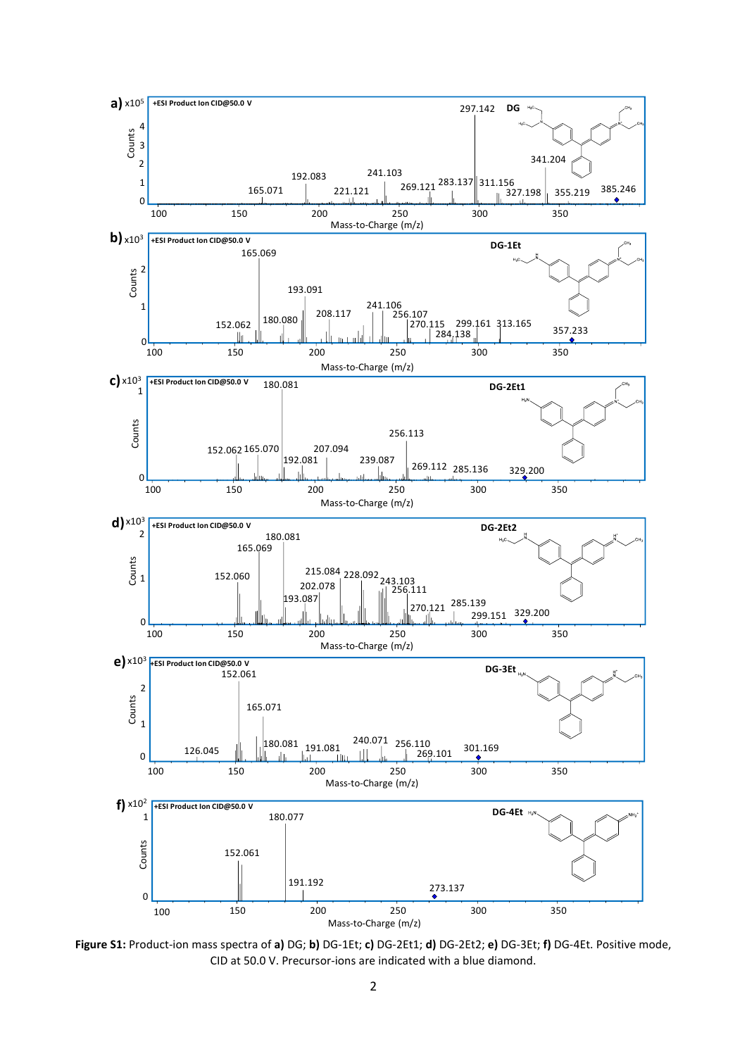**Figure S1:** Product-ion mass spectra of **a)** DG; **b)** DG-1Et; **c)** DG-2Et1; **d)** DG-2Et2; **e)** DG-3Et; **f)** DG-4Et. Positive mode, CID at 50.0 V. Precursor-ions are indicated with a blue diamond.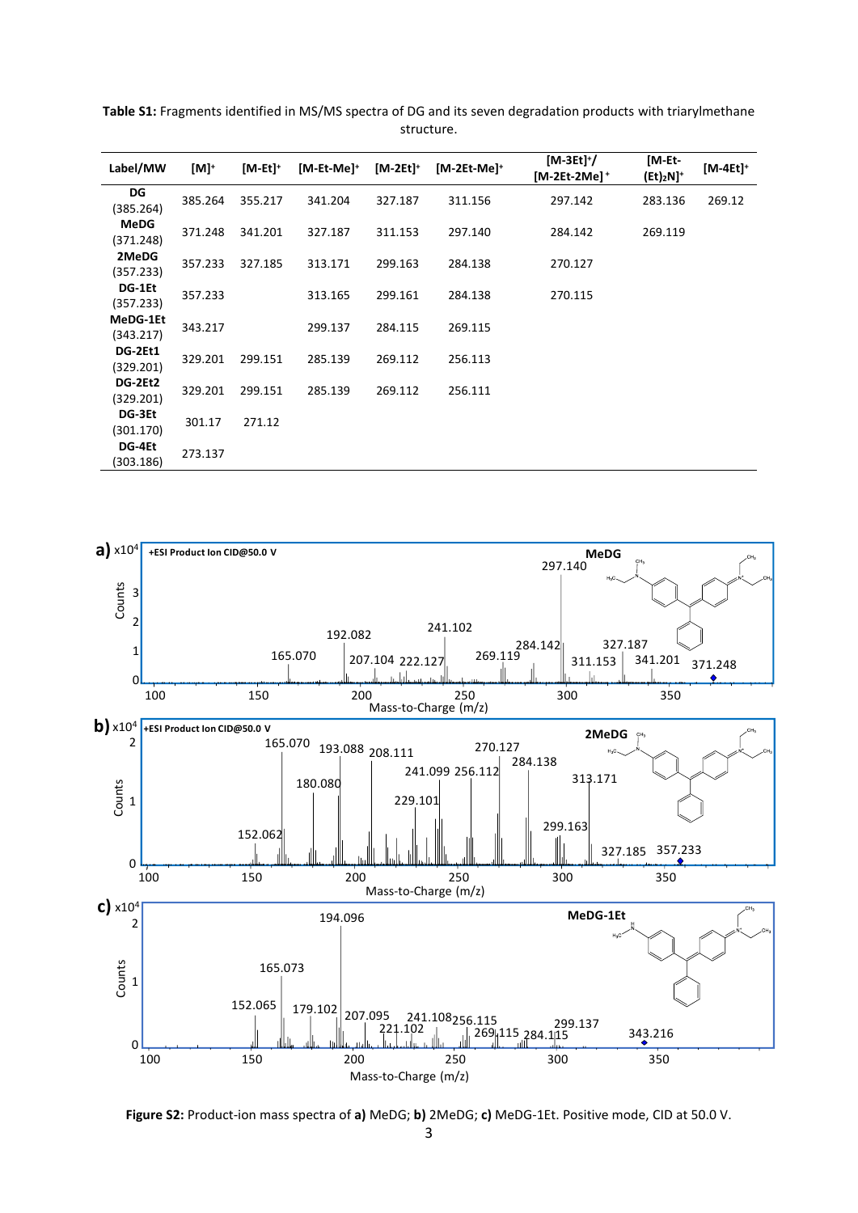**Table S1:** Fragments identified in MS/MS spectra of DG and its seven degradation products with triarylmethane structure.

| Label/MW | $[M]^+$ | $[M\text{-}Et]^+$ | $[M\text{-}Et\text{-}Me]^+$ | $[M\text{-}2Et]^+$ | $[M\text{-}2Et\text{-}Me]^+$ | $[M\text{-}3Et]^+$/ $[M\text{-}2Et\text{-}2Me]^+$ | $[M\text{-}Et\text{-}(Et)_2N]^+$ | $[M\text{-}4Et]^+$ |
|---|---|---|---|---|---|---|---|---|
| **DG** (385.264) | 385.264 | 355.217 | 341.204 | 327.187 | 311.156 | 297.142 | 283.136 | 269.12 |
| **MeDG** (371.248) | 371.248 | 341.201 | 327.187 | 311.153 | 297.140 | 284.142 | 269.119 | |
| **2MeDG** (357.233) | 357.233 | 327.185 | 313.171 | 299.163 | 284.138 | 270.127 | | |
| **DG-1Et** (357.233) | 357.233 | | 313.165 | 299.161 | 284.138 | 270.115 | | |
| **MeDG-1Et** (343.217) | 343.217 | | 299.137 | 284.115 | 269.115 | | | |
| **DG-2Et1** (329.201) | 329.201 | 299.151 | 285.139 | 269.112 | 256.113 | | | |
| **DG-2Et2** (329.201) | 329.201 | 299.151 | 285.139 | 269.112 | 256.111 | | | |
| **DG-3Et** (301.170) | 301.17 | 271.12 | | | | | | |
| **DG-4Et** (303.186) | 273.137 | | | | | | | |

**Figure S2:** Product-ion mass spectra of **a)** MeDG; **b)** 2MeDG; **c)** MeDG-1Et. Positive mode, CID at 50.0 V.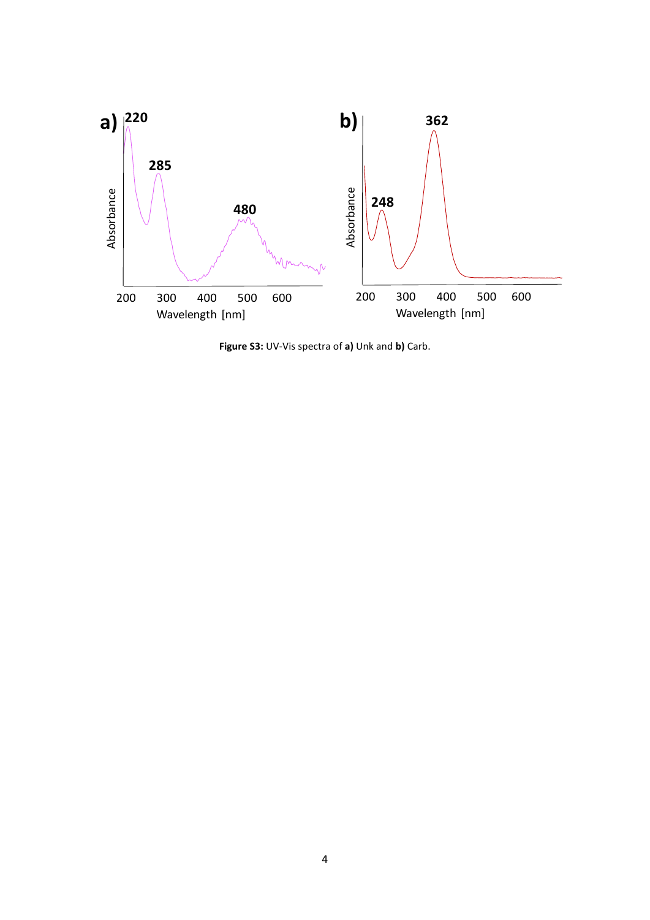a)

220

285

480

Absorbance

200 300 400 500 600

Wavelength [nm]

b)

362

248

Absorbance

200 300 400 500 600

Wavelength [nm]

**Figure S3:** UV-Vis spectra of **a)** Unk and **b)** Carb.